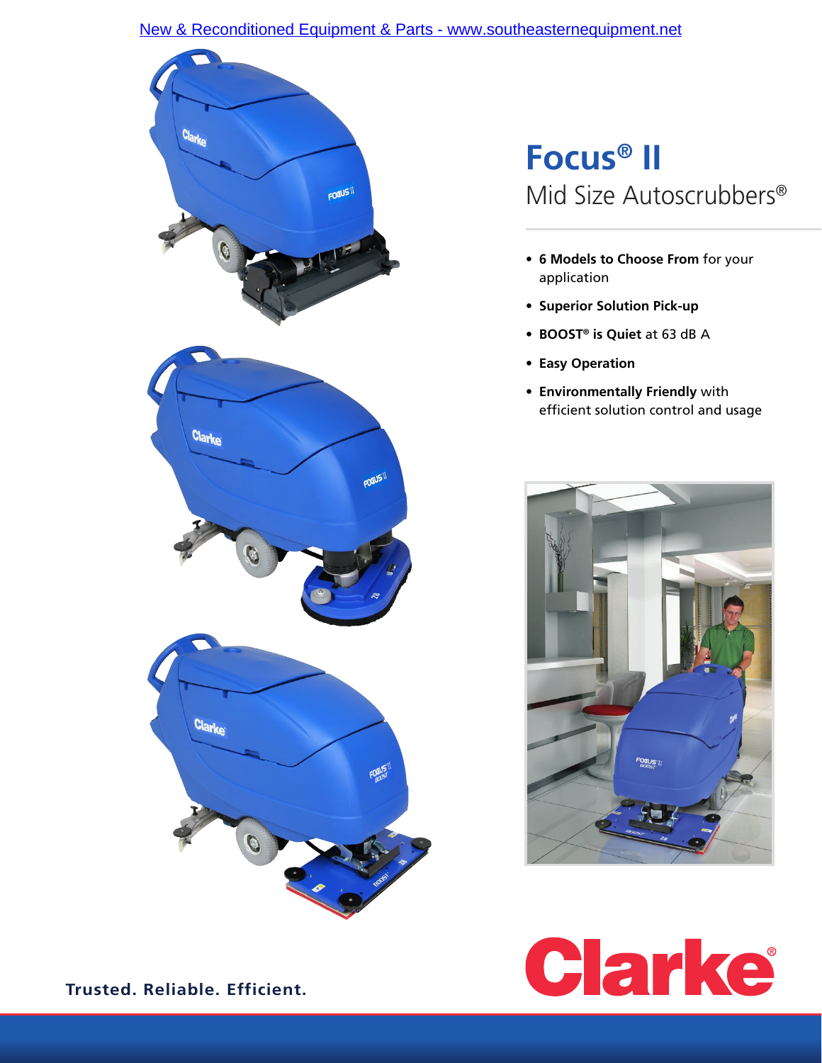[New & Reconditioned Equipment & Parts - www.southeasternequipment.net](http://www.southeasternequipment.net)

# Focus® II

## Mid Size Autoscrubbers®

- **6 Models to Choose From** for your application
- **Superior Solution Pick-up**
- **BOOST® is Quiet** at 63 dB A
- **Easy Operation**
- **Environmentally Friendly** with efficient solution control and usage

Clarke®

**Trusted. Reliable. Efficient.**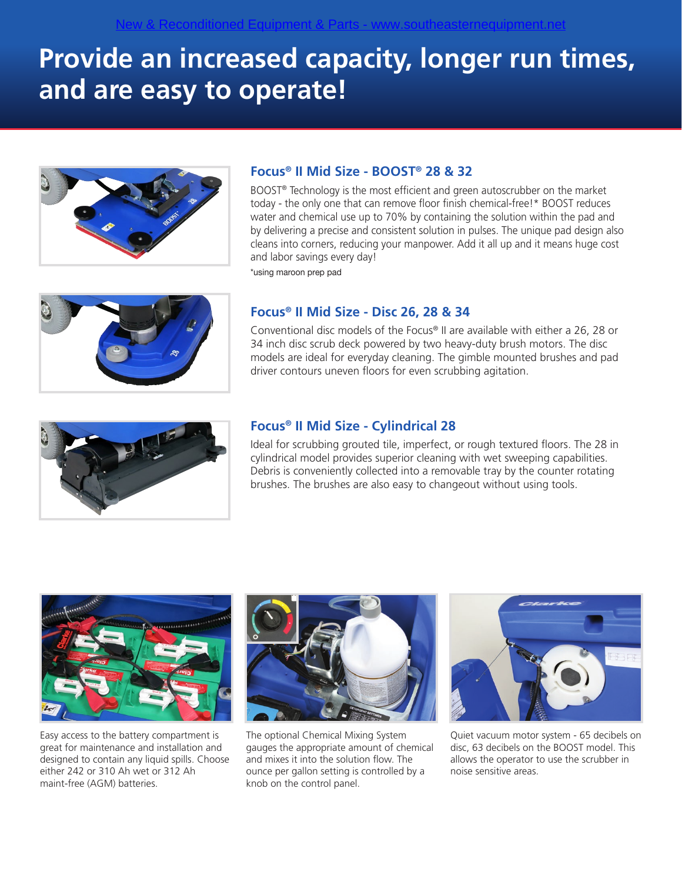# Provide an increased capacity, longer run times, and are easy to operate!

## Focus® II Mid Size - BOOST® 28 & 32

BOOST® Technology is the most efficient and green autoscrubber on the market today - the only one that can remove floor finish chemical-free!* BOOST reduces water and chemical use up to 70% by containing the solution within the pad and by delivering a precise and consistent solution in pulses. The unique pad design also cleans into corners, reducing your manpower. Add it all up and it means huge cost and labor savings every day!

*using maroon prep pad

## Focus® II Mid Size - Disc 26, 28 & 34

Conventional disc models of the Focus® II are available with either a 26, 28 or 34 inch disc scrub deck powered by two heavy-duty brush motors. The disc models are ideal for everyday cleaning. The gimble mounted brushes and pad driver contours uneven floors for even scrubbing agitation.

## Focus® II Mid Size - Cylindrical 28

Ideal for scrubbing grouted tile, imperfect, or rough textured floors. The 28 in cylindrical model provides superior cleaning with wet sweeping capabilities. Debris is conveniently collected into a removable tray by the counter rotating brushes. The brushes are also easy to changeout without using tools.

Easy access to the battery compartment is great for maintenance and installation and designed to contain any liquid spills. Choose either 242 or 310 Ah wet or 312 Ah maint-free (AGM) batteries.

The optional Chemical Mixing System gauges the appropriate amount of chemical and mixes it into the solution flow. The ounce per gallon setting is controlled by a knob on the control panel.

Quiet vacuum motor system - 65 decibels on disc, 63 decibels on the BOOST model. This allows the operator to use the scrubber in noise sensitive areas.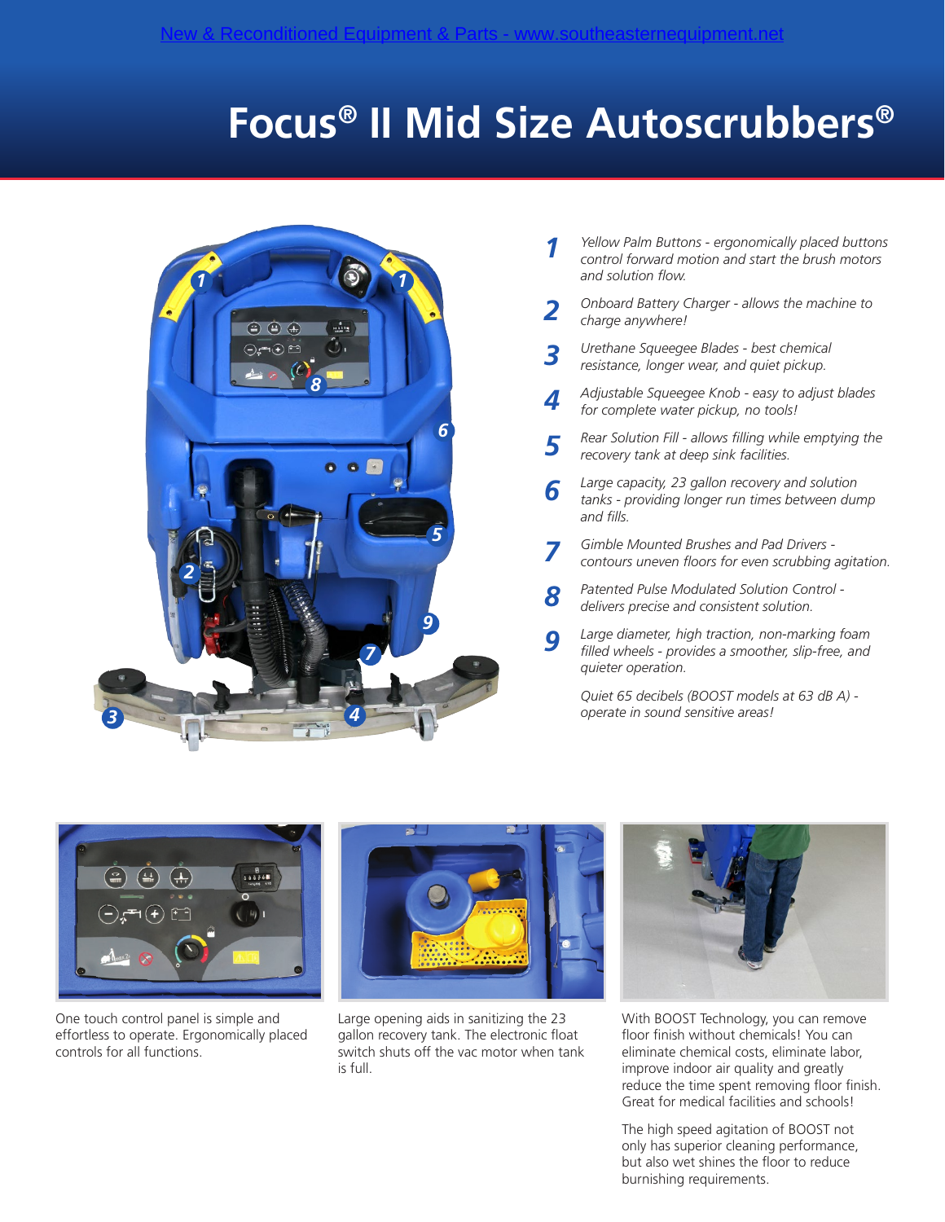New & Reconditioned Equipment & Parts - www.southeasternequipment.net

# Focus® II Mid Size Autoscrubbers®

1. *Yellow Palm Buttons - ergonomically placed buttons control forward motion and start the brush motors and solution flow.*
2. *Onboard Battery Charger - allows the machine to charge anywhere!*
3. *Urethane Squeegee Blades - best chemical resistance, longer wear, and quiet pickup.*
4. *Adjustable Squeegee Knob - easy to adjust blades for complete water pickup, no tools!*
5. *Rear Solution Fill - allows filling while emptying the recovery tank at deep sink facilities.*
6. *Large capacity, 23 gallon recovery and solution tanks - providing longer run times between dump and fills.*
7. *Gimble Mounted Brushes and Pad Drivers - contours uneven floors for even scrubbing agitation.*
8. *Patented Pulse Modulated Solution Control - delivers precise and consistent solution.*
9. *Large diameter, high traction, non-marking foam filled wheels - provides a smoother, slip-free, and quieter operation.*

*Quiet 65 decibels (BOOST models at 63 dB A) - operate in sound sensitive areas!*

One touch control panel is simple and effortless to operate. Ergonomically placed controls for all functions.

Large opening aids in sanitizing the 23 gallon recovery tank. The electronic float switch shuts off the vac motor when tank is full.

With BOOST Technology, you can remove floor finish without chemicals! You can eliminate chemical costs, eliminate labor, improve indoor air quality and greatly reduce the time spent removing floor finish. Great for medical facilities and schools!

The high speed agitation of BOOST not only has superior cleaning performance, but also wet shines the floor to reduce burnishing requirements.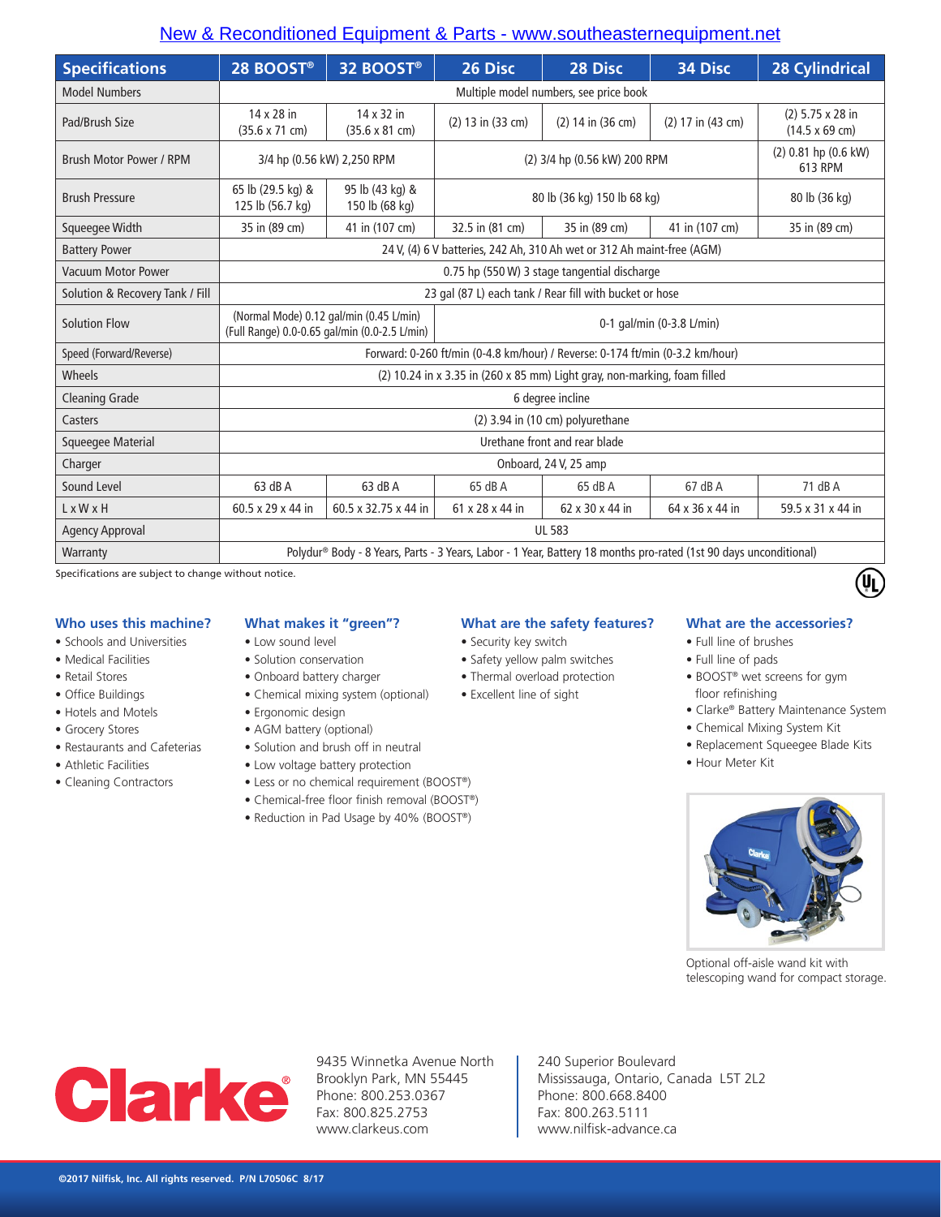New & Reconditioned Equipment & Parts - www.southeasternequipment.net

| Specifications | 28 BOOST® | 32 BOOST® | 26 Disc | 28 Disc | 34 Disc | 28 Cylindrical |
|---|---|---|---|---|---|---|
| Model Numbers | Multiple model numbers, see price book | | | | | |
| Pad/Brush Size | 14 x 28 in (35.6 x 71 cm) | 14 x 32 in (35.6 x 81 cm) | (2) 13 in (33 cm) | (2) 14 in (36 cm) | (2) 17 in (43 cm) | (2) 5.75 x 28 in (14.5 x 69 cm) |
| Brush Motor Power / RPM | 3/4 hp (0.56 kW) 2,250 RPM | | (2) 3/4 hp (0.56 kW) 200 RPM | | | (2) 0.81 hp (0.6 kW) 613 RPM |
| Brush Pressure | 65 lb (29.5 kg) & 125 lb (56.7 kg) | 95 lb (43 kg) & 150 lb (68 kg) | 80 lb (36 kg) 150 lb 68 kg) | | | 80 lb (36 kg) |
| Squeegee Width | 35 in (89 cm) | 41 in (107 cm) | 32.5 in (81 cm) | 35 in (89 cm) | 41 in (107 cm) | 35 in (89 cm) |
| Battery Power | 24 V, (4) 6 V batteries, 242 Ah, 310 Ah wet or 312 Ah maint-free (AGM) | | | | | |
| Vacuum Motor Power | 0.75 hp (550 W) 3 stage tangential discharge | | | | | |
| Solution & Recovery Tank / Fill | 23 gal (87 L) each tank / Rear fill with bucket or hose | | | | | |
| Solution Flow | (Normal Mode) 0.12 gal/min (0.45 L/min) (Full Range) 0.0-0.65 gal/min (0.0-2.5 L/min) | | 0-1 gal/min (0-3.8 L/min) | | | |
| Speed (Forward/Reverse) | Forward: 0-260 ft/min (0-4.8 km/hour) / Reverse: 0-174 ft/min (0-3.2 km/hour) | | | | | |
| Wheels | (2) 10.24 in x 3.35 in (260 x 85 mm) Light gray, non-marking, foam filled | | | | | |
| Cleaning Grade | 6 degree incline | | | | | |
| Casters | (2) 3.94 in (10 cm) polyurethane | | | | | |
| Squeegee Material | Urethane front and rear blade | | | | | |
| Charger | Onboard, 24 V, 25 amp | | | | | |
| Sound Level | 63 dB A | 63 dB A | 65 dB A | 65 dB A | 67 dB A | 71 dB A |
| L x W x H | 60.5 x 29 x 44 in | 60.5 x 32.75 x 44 in | 61 x 28 x 44 in | 62 x 30 x 44 in | 64 x 36 x 44 in | 59.5 x 31 x 44 in |
| Agency Approval | UL 583 | | | | | |
| Warranty | Polydur® Body - 8 Years, Parts - 3 Years, Labor - 1 Year, Battery 18 months pro-rated (1st 90 days unconditional) | | | | | |

Specifications are subject to change without notice.

### Who uses this machine?

- Schools and Universities
- Medical Facilities
- Retail Stores
- Office Buildings
- Hotels and Motels
- Grocery Stores
- Restaurants and Cafeterias
- Athletic Facilities
- Cleaning Contractors

### What makes it "green"?

- Low sound level
- Solution conservation
- Onboard battery charger
- Chemical mixing system (optional)
- Ergonomic design
- AGM battery (optional)
- Solution and brush off in neutral
- Low voltage battery protection
- Less or no chemical requirement (BOOST®)
- Chemical-free floor finish removal (BOOST®)
- Reduction in Pad Usage by 40% (BOOST®)

### What are the safety features?

- Security key switch
- Safety yellow palm switches
- Thermal overload protection
- Excellent line of sight

### What are the accessories?

- Full line of brushes
- Full line of pads
- BOOST® wet screens for gym floor refinishing
- Clarke® Battery Maintenance System
- Chemical Mixing System Kit
- Replacement Squeegee Blade Kits
- Hour Meter Kit

Optional off-aisle wand kit with telescoping wand for compact storage.

Clarke®

9435 Winnetka Avenue North
Brooklyn Park, MN 55445
Phone: 800.253.0367
Fax: 800.825.2753
www.clarkeus.com

240 Superior Boulevard
Mississauga, Ontario, Canada L5T 2L2
Phone: 800.668.8400
Fax: 800.263.5111
www.nilfisk-advance.ca

©2017 Nilfisk, Inc. All rights reserved. P/N L70506C 8/17